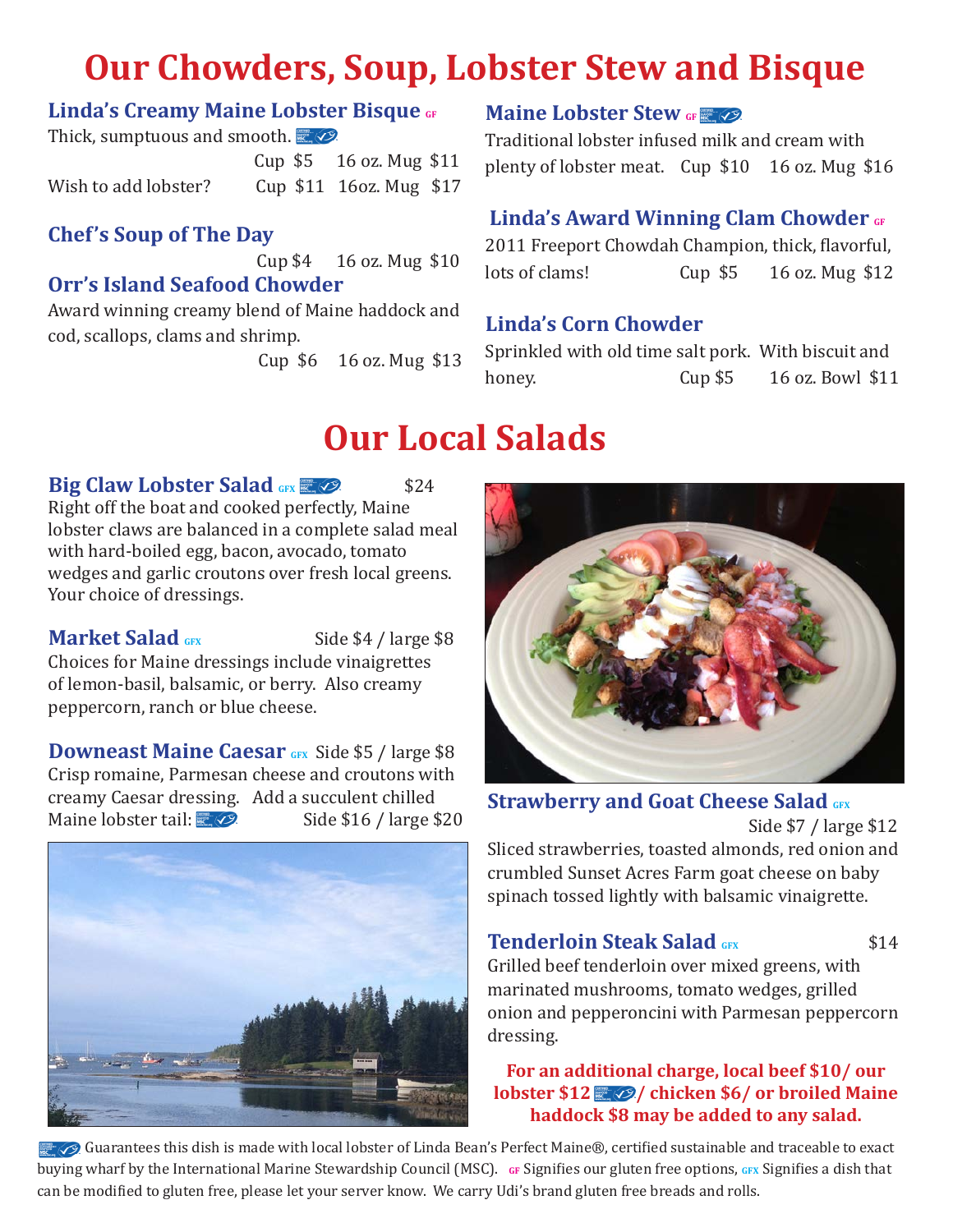# Our Chowders, Soup, Lobster Stew and Bisque

### Linda's Creamy Maine Lobster Bisque GF

Thick, sumptuous and smooth.

Cup $5    16 oz. Mug $11

Wish to add lobster?    Cup $11    16oz. Mug $17

### Chef's Soup of The Day

Cup $4    16 oz. Mug $10

### Orr's Island Seafood Chowder

Award winning creamy blend of Maine haddock and cod, scallops, clams and shrimp.

Cup $6    16 oz. Mug $13

### Maine Lobster Stew GF

Traditional lobster infused milk and cream with plenty of lobster meat.    Cup $10    16 oz. Mug $16

### Linda's Award Winning Clam Chowder GF

2011 Freeport Chowdah Champion, thick, flavorful, lots of clams!    Cup $5    16 oz. Mug $12

### Linda's Corn Chowder

Sprinkled with old time salt pork. With biscuit and honey.    Cup $5    16 oz. Bowl $11

# Our Local Salads

### Big Claw Lobster Salad GFX    $24

Right off the boat and cooked perfectly, Maine lobster claws are balanced in a complete salad meal with hard-boiled egg, bacon, avocado, tomato wedges and garlic croutons over fresh local greens. Your choice of dressings.

### Market Salad GFX    Side $4 / large $8

Choices for Maine dressings include vinaigrettes of lemon-basil, balsamic, or berry. Also creamy peppercorn, ranch or blue cheese.

### Downeast Maine Caesar GFX    Side $5 / large $8

Crisp romaine, Parmesan cheese and croutons with creamy Caesar dressing. Add a succulent chilled Maine lobster tail:    Side $16 / large $20

### Strawberry and Goat Cheese Salad GFX

Side $7 / large $12

Sliced strawberries, toasted almonds, red onion and crumbled Sunset Acres Farm goat cheese on baby spinach tossed lightly with balsamic vinaigrette.

### Tenderloin Steak Salad GFX    $14

Grilled beef tenderloin over mixed greens, with marinated mushrooms, tomato wedges, grilled onion and pepperoncini with Parmesan peppercorn dressing.

**For an additional charge, local beef $10/ our lobster $12 / chicken $6/ or broiled Maine haddock $8 may be added to any salad.**

Guarantees this dish is made with local lobster of Linda Bean's Perfect Maine®, certified sustainable and traceable to exact buying wharf by the International Marine Stewardship Council (MSC). GF Signifies our gluten free options, GFX Signifies a dish that can be modified to gluten free, please let your server know. We carry Udi's brand gluten free breads and rolls.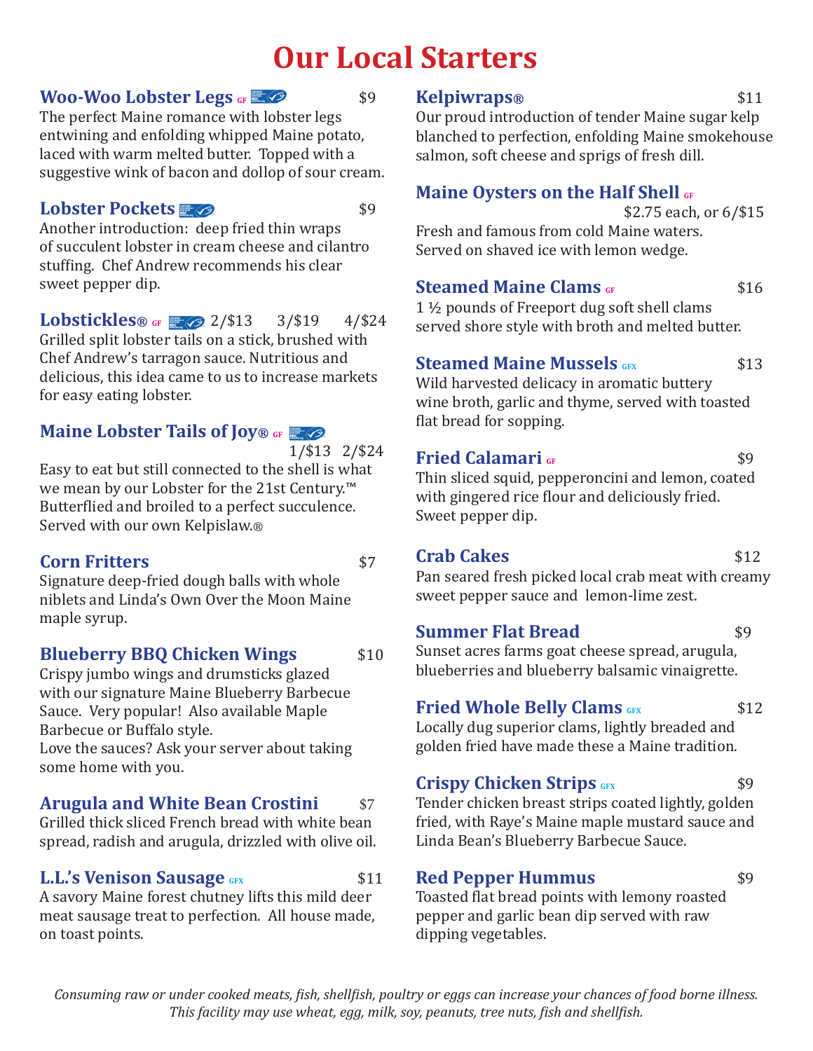# Our Local Starters

### Woo-Woo Lobster Legs GF — $9

The perfect Maine romance with lobster legs entwining and enfolding whipped Maine potato, laced with warm melted butter. Topped with a suggestive wink of bacon and dollop of sour cream.

### Lobster Pockets — $9

Another introduction: deep fried thin wraps of succulent lobster in cream cheese and cilantro stuffing. Chef Andrew recommends his clear sweet pepper dip.

### Lobstickles® GF — 2/$13 3/$19 4/$24

Grilled split lobster tails on a stick, brushed with Chef Andrew's tarragon sauce. Nutritious and delicious, this idea came to us to increase markets for easy eating lobster.

### Maine Lobster Tails of Joy® GF — 1/$13 2/$24

Easy to eat but still connected to the shell is what we mean by our Lobster for the 21st Century.™ Butterflied and broiled to a perfect succulence. Served with our own Kelpislaw.®

### Corn Fritters — $7

Signature deep-fried dough balls with whole niblets and Linda's Own Over the Moon Maine maple syrup.

### Blueberry BBQ Chicken Wings — $10

Crispy jumbo wings and drumsticks glazed with our signature Maine Blueberry Barbecue Sauce. Very popular! Also available Maple Barbecue or Buffalo style.
Love the sauces? Ask your server about taking some home with you.

### Arugula and White Bean Crostini — $7

Grilled thick sliced French bread with white bean spread, radish and arugula, drizzled with olive oil.

### L.L.'s Venison Sausage GFX — $11

A savory Maine forest chutney lifts this mild deer meat sausage treat to perfection. All house made, on toast points.

### Kelpiwraps® — $11

Our proud introduction of tender Maine sugar kelp blanched to perfection, enfolding Maine smokehouse salmon, soft cheese and sprigs of fresh dill.

### Maine Oysters on the Half Shell GF — $2.75 each, or 6/$15

Fresh and famous from cold Maine waters. Served on shaved ice with lemon wedge.

### Steamed Maine Clams GF — $16

1 ½ pounds of Freeport dug soft shell clams served shore style with broth and melted butter.

### Steamed Maine Mussels GFX — $13

Wild harvested delicacy in aromatic buttery wine broth, garlic and thyme, served with toasted flat bread for sopping.

### Fried Calamari GF — $9

Thin sliced squid, pepperoncini and lemon, coated with gingered rice flour and deliciously fried. Sweet pepper dip.

### Crab Cakes — $12

Pan seared fresh picked local crab meat with creamy sweet pepper sauce and lemon-lime zest.

### Summer Flat Bread — $9

Sunset acres farms goat cheese spread, arugula, blueberries and blueberry balsamic vinaigrette.

### Fried Whole Belly Clams GFX — $12

Locally dug superior clams, lightly breaded and golden fried have made these a Maine tradition.

### Crispy Chicken Strips GFX — $9

Tender chicken breast strips coated lightly, golden fried, with Raye's Maine maple mustard sauce and Linda Bean's Blueberry Barbecue Sauce.

### Red Pepper Hummus — $9

Toasted flat bread points with lemony roasted pepper and garlic bean dip served with raw dipping vegetables.

*Consuming raw or under cooked meats, fish, shellfish, poultry or eggs can increase your chances of food borne illness. This facility may use wheat, egg, milk, soy, peanuts, tree nuts, fish and shellfish.*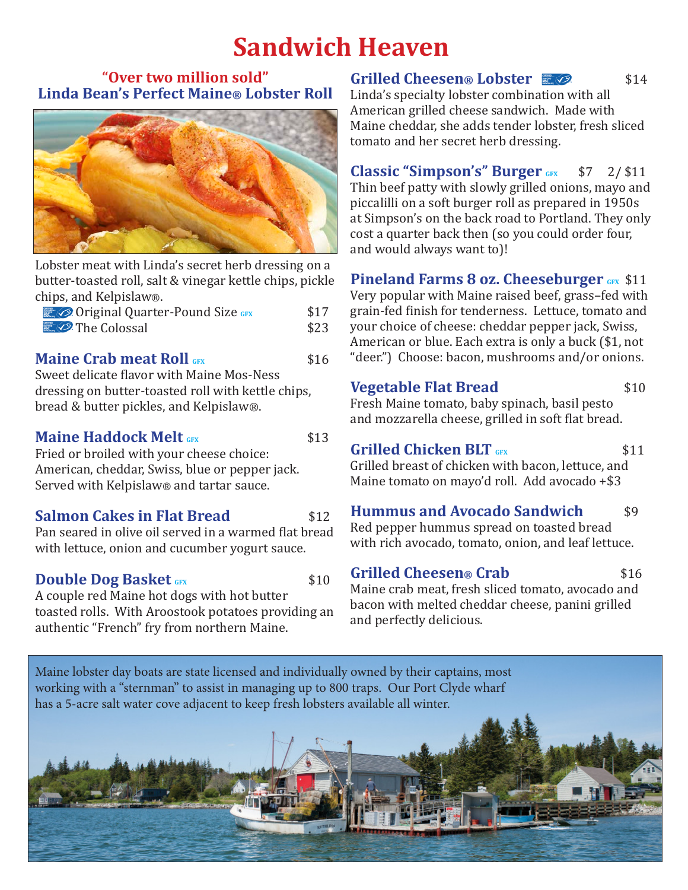# Sandwich Heaven

**"Over two million sold"**
## Linda Bean's Perfect Maine® Lobster Roll

Lobster meat with Linda's secret herb dressing on a butter-toasted roll, salt & vinegar kettle chips, pickle chips, and Kelpislaw®.

- Original Quarter-Pound Size GFX — $17
- The Colossal — $23

### Maine Crab meat Roll GFX — $16
Sweet delicate flavor with Maine Mos-Ness dressing on butter-toasted roll with kettle chips, bread & butter pickles, and Kelpislaw®.

### Maine Haddock Melt GFX — $13
Fried or broiled with your cheese choice: American, cheddar, Swiss, blue or pepper jack. Served with Kelpislaw® and tartar sauce.

### Salmon Cakes in Flat Bread — $12
Pan seared in olive oil served in a warmed flat bread with lettuce, onion and cucumber yogurt sauce.

### Double Dog Basket GFX — $10
A couple red Maine hot dogs with hot butter toasted rolls. With Aroostook potatoes providing an authentic "French" fry from northern Maine.

### Grilled Cheesen® Lobster — $14
Linda's specialty lobster combination with all American grilled cheese sandwich. Made with Maine cheddar, she adds tender lobster, fresh sliced tomato and her secret herb dressing.

### Classic "Simpson's" Burger GFX — $7 2/ $11
Thin beef patty with slowly grilled onions, mayo and piccalilli on a soft burger roll as prepared in 1950s at Simpson's on the back road to Portland. They only cost a quarter back then (so you could order four, and would always want to)!

### Pineland Farms 8 oz. Cheeseburger GFX — $11
Very popular with Maine raised beef, grass–fed with grain-fed finish for tenderness. Lettuce, tomato and your choice of cheese: cheddar pepper jack, Swiss, American or blue. Each extra is only a buck ($1, not "deer.") Choose: bacon, mushrooms and/or onions.

### Vegetable Flat Bread — $10
Fresh Maine tomato, baby spinach, basil pesto and mozzarella cheese, grilled in soft flat bread.

### Grilled Chicken BLT GFX — $11
Grilled breast of chicken with bacon, lettuce, and Maine tomato on mayo'd roll. Add avocado +$3

### Hummus and Avocado Sandwich — $9
Red pepper hummus spread on toasted bread with rich avocado, tomato, onion, and leaf lettuce.

### Grilled Cheesen® Crab — $16
Maine crab meat, fresh sliced tomato, avocado and bacon with melted cheddar cheese, panini grilled and perfectly delicious.

Maine lobster day boats are state licensed and individually owned by their captains, most working with a "sternman" to assist in managing up to 800 traps. Our Port Clyde wharf has a 5-acre salt water cove adjacent to keep fresh lobsters available all winter.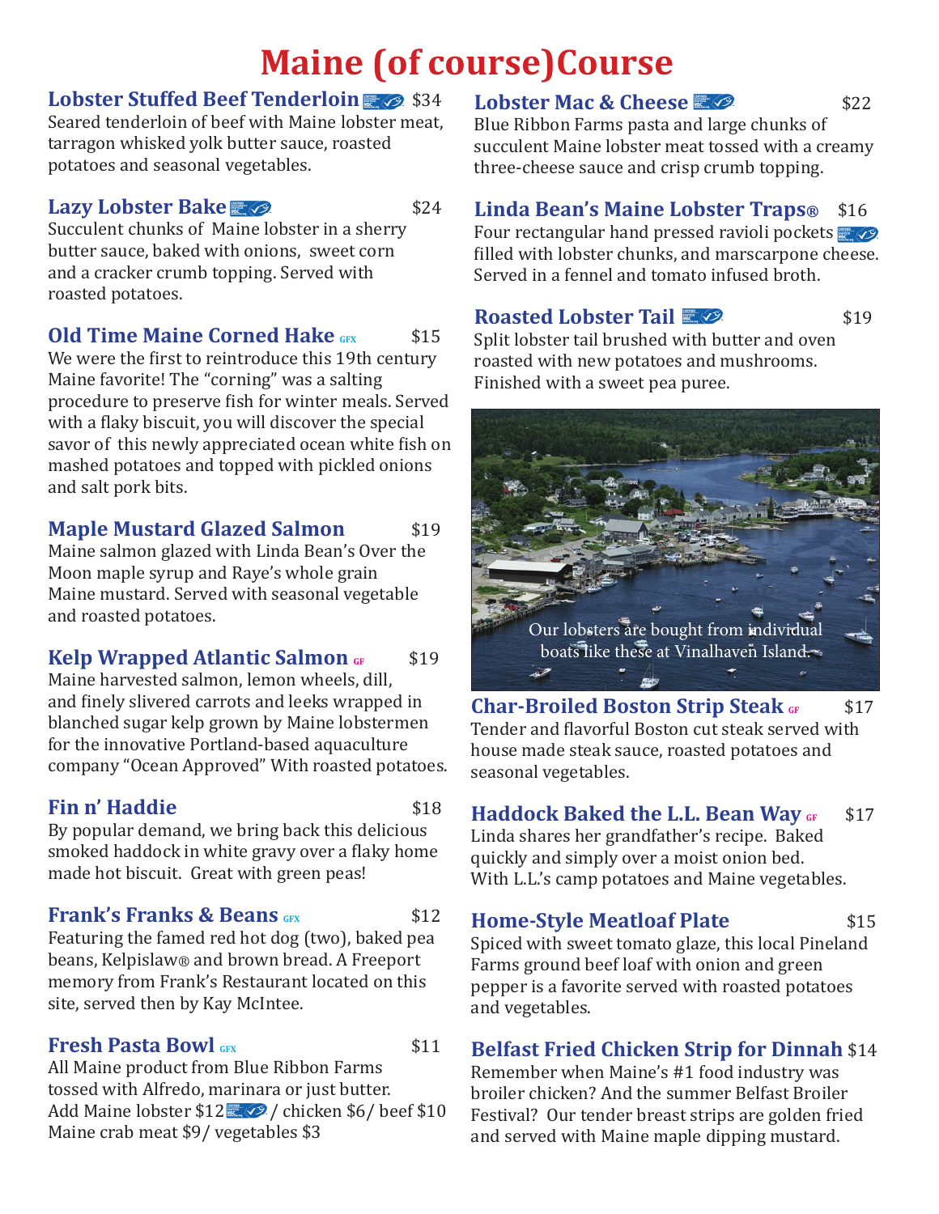# Maine (of course)Course

### Lobster Stuffed Beef Tenderloin $34

Seared tenderloin of beef with Maine lobster meat, tarragon whisked yolk butter sauce, roasted potatoes and seasonal vegetables.

### Lazy Lobster Bake $24

Succulent chunks of Maine lobster in a sherry butter sauce, baked with onions, sweet corn and a cracker crumb topping. Served with roasted potatoes.

### Old Time Maine Corned Hake GFX $15

We were the first to reintroduce this 19th century Maine favorite! The "corning" was a salting procedure to preserve fish for winter meals. Served with a flaky biscuit, you will discover the special savor of this newly appreciated ocean white fish on mashed potatoes and topped with pickled onions and salt pork bits.

### Maple Mustard Glazed Salmon $19

Maine salmon glazed with Linda Bean's Over the Moon maple syrup and Raye's whole grain Maine mustard. Served with seasonal vegetable and roasted potatoes.

### Kelp Wrapped Atlantic Salmon GF $19

Maine harvested salmon, lemon wheels, dill, and finely slivered carrots and leeks wrapped in blanched sugar kelp grown by Maine lobstermen for the innovative Portland-based aquaculture company "Ocean Approved" With roasted potatoes.

### Fin n' Haddie $18

By popular demand, we bring back this delicious smoked haddock in white gravy over a flaky home made hot biscuit. Great with green peas!

### Frank's Franks & Beans GFX $12

Featuring the famed red hot dog (two), baked pea beans, Kelpislaw® and brown bread. A Freeport memory from Frank's Restaurant located on this site, served then by Kay McIntee.

### Fresh Pasta Bowl GFX $11

All Maine product from Blue Ribbon Farms tossed with Alfredo, marinara or just butter. Add Maine lobster $12 / chicken $6/ beef $10 Maine crab meat $9/ vegetables $3

### Lobster Mac & Cheese $22

Blue Ribbon Farms pasta and large chunks of succulent Maine lobster meat tossed with a creamy three-cheese sauce and crisp crumb topping.

### Linda Bean's Maine Lobster Traps® $16

Four rectangular hand pressed ravioli pockets filled with lobster chunks, and marscarpone cheese. Served in a fennel and tomato infused broth.

### Roasted Lobster Tail $19

Split lobster tail brushed with butter and oven roasted with new potatoes and mushrooms. Finished with a sweet pea puree.

Our lobsters are bought from individual boats like these at Vinalhaven Island.

### Char-Broiled Boston Strip Steak GF $17

Tender and flavorful Boston cut steak served with house made steak sauce, roasted potatoes and seasonal vegetables.

### Haddock Baked the L.L. Bean Way GF $17

Linda shares her grandfather's recipe. Baked quickly and simply over a moist onion bed. With L.L.'s camp potatoes and Maine vegetables.

### Home-Style Meatloaf Plate $15

Spiced with sweet tomato glaze, this local Pineland Farms ground beef loaf with onion and green pepper is a favorite served with roasted potatoes and vegetables.

### Belfast Fried Chicken Strip for Dinnah $14

Remember when Maine's #1 food industry was broiler chicken? And the summer Belfast Broiler Festival? Our tender breast strips are golden fried and served with Maine maple dipping mustard.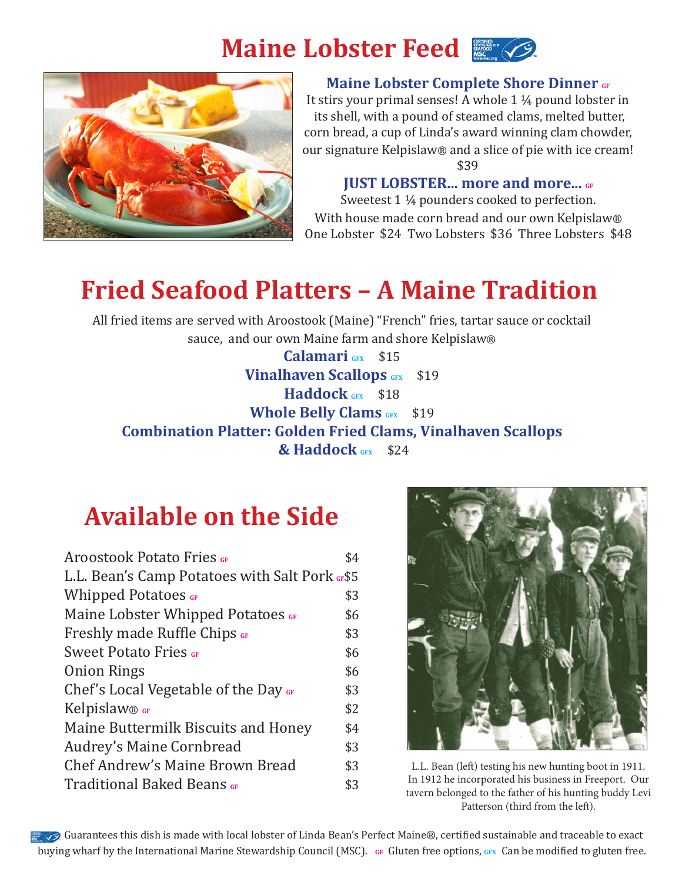# Maine Lobster Feed

### Maine Lobster Complete Shore Dinner GF

It stirs your primal senses! A whole 1 ¼ pound lobster in its shell, with a pound of steamed clams, melted butter, corn bread, a cup of Linda's award winning clam chowder, our signature Kelpislaw® and a slice of pie with ice cream!
$39

### JUST LOBSTER... more and more... GF

Sweetest 1 ¼ pounders cooked to perfection.
With house made corn bread and our own Kelpislaw®
One Lobster $24 Two Lobsters $36 Three Lobsters $48

# Fried Seafood Platters – A Maine Tradition

All fried items are served with Aroostook (Maine) "French" fries, tartar sauce or cocktail sauce, and our own Maine farm and shore Kelpislaw®

**Calamari** GFX $15
**Vinalhaven Scallops** GFX $19
**Haddock** GFX $18
**Whole Belly Clams** GFX $19
**Combination Platter: Golden Fried Clams, Vinalhaven Scallops & Haddock** GFX $24

# Available on the Side

| Item | Price |
|---|---|
| Aroostook Potato Fries GF | $4 |
| L.L. Bean's Camp Potatoes with Salt Pork GF | $5 |
| Whipped Potatoes GF | $3 |
| Maine Lobster Whipped Potatoes GF | $6 |
| Freshly made Ruffle Chips GF | $3 |
| Sweet Potato Fries GF | $6 |
| Onion Rings | $6 |
| Chef's Local Vegetable of the Day GF | $3 |
| Kelpislaw® GF | $2 |
| Maine Buttermilk Biscuits and Honey | $4 |
| Audrey's Maine Cornbread | $3 |
| Chef Andrew's Maine Brown Bread | $3 |
| Traditional Baked Beans GF | $3 |

L.L. Bean (left) testing his new hunting boot in 1911. In 1912 he incorporated his business in Freeport. Our tavern belonged to the father of his hunting buddy Levi Patterson (third from the left).

Guarantees this dish is made with local lobster of Linda Bean's Perfect Maine®, certified sustainable and traceable to exact buying wharf by the International Marine Stewardship Council (MSC). GF Gluten free options, GFX Can be modified to gluten free.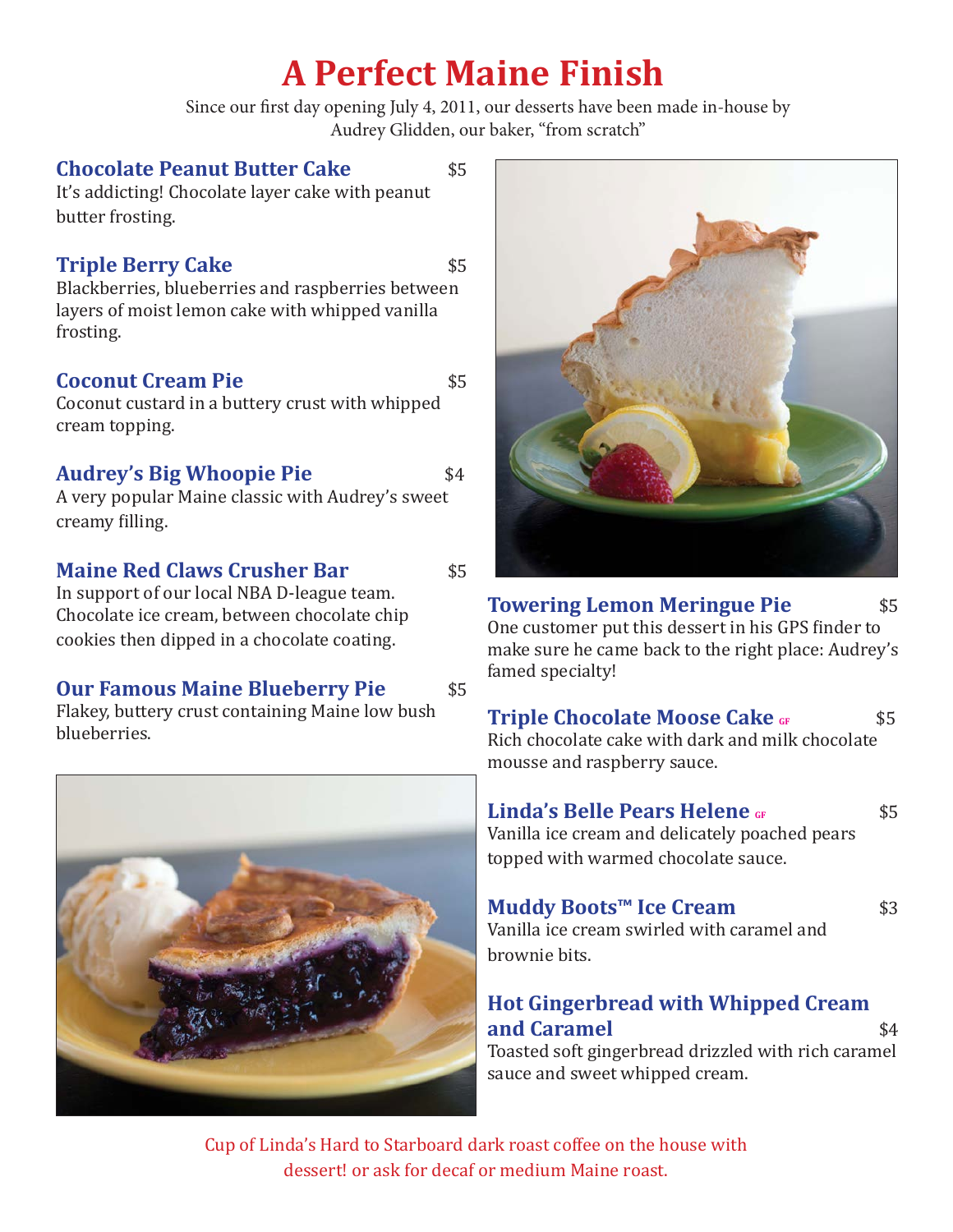# A Perfect Maine Finish

Since our first day opening July 4, 2011, our desserts have been made in-house by Audrey Glidden, our baker, "from scratch"

**Chocolate Peanut Butter Cake** $5
It's addicting! Chocolate layer cake with peanut butter frosting.

**Triple Berry Cake** $5
Blackberries, blueberries and raspberries between layers of moist lemon cake with whipped vanilla frosting.

**Coconut Cream Pie** $5
Coconut custard in a buttery crust with whipped cream topping.

**Audrey's Big Whoopie Pie** $4
A very popular Maine classic with Audrey's sweet creamy filling.

**Maine Red Claws Crusher Bar** $5
In support of our local NBA D-league team. Chocolate ice cream, between chocolate chip cookies then dipped in a chocolate coating.

**Our Famous Maine Blueberry Pie** $5
Flakey, buttery crust containing Maine low bush blueberries.

**Towering Lemon Meringue Pie** $5
One customer put this dessert in his GPS finder to make sure he came back to the right place: Audrey's famed specialty!

**Triple Chocolate Moose Cake** GF $5
Rich chocolate cake with dark and milk chocolate mousse and raspberry sauce.

**Linda's Belle Pears Helene** GF $5
Vanilla ice cream and delicately poached pears topped with warmed chocolate sauce.

**Muddy Boots™ Ice Cream** $3
Vanilla ice cream swirled with caramel and brownie bits.

**Hot Gingerbread with Whipped Cream and Caramel** $4
Toasted soft gingerbread drizzled with rich caramel sauce and sweet whipped cream.

Cup of Linda's Hard to Starboard dark roast coffee on the house with dessert! or ask for decaf or medium Maine roast.